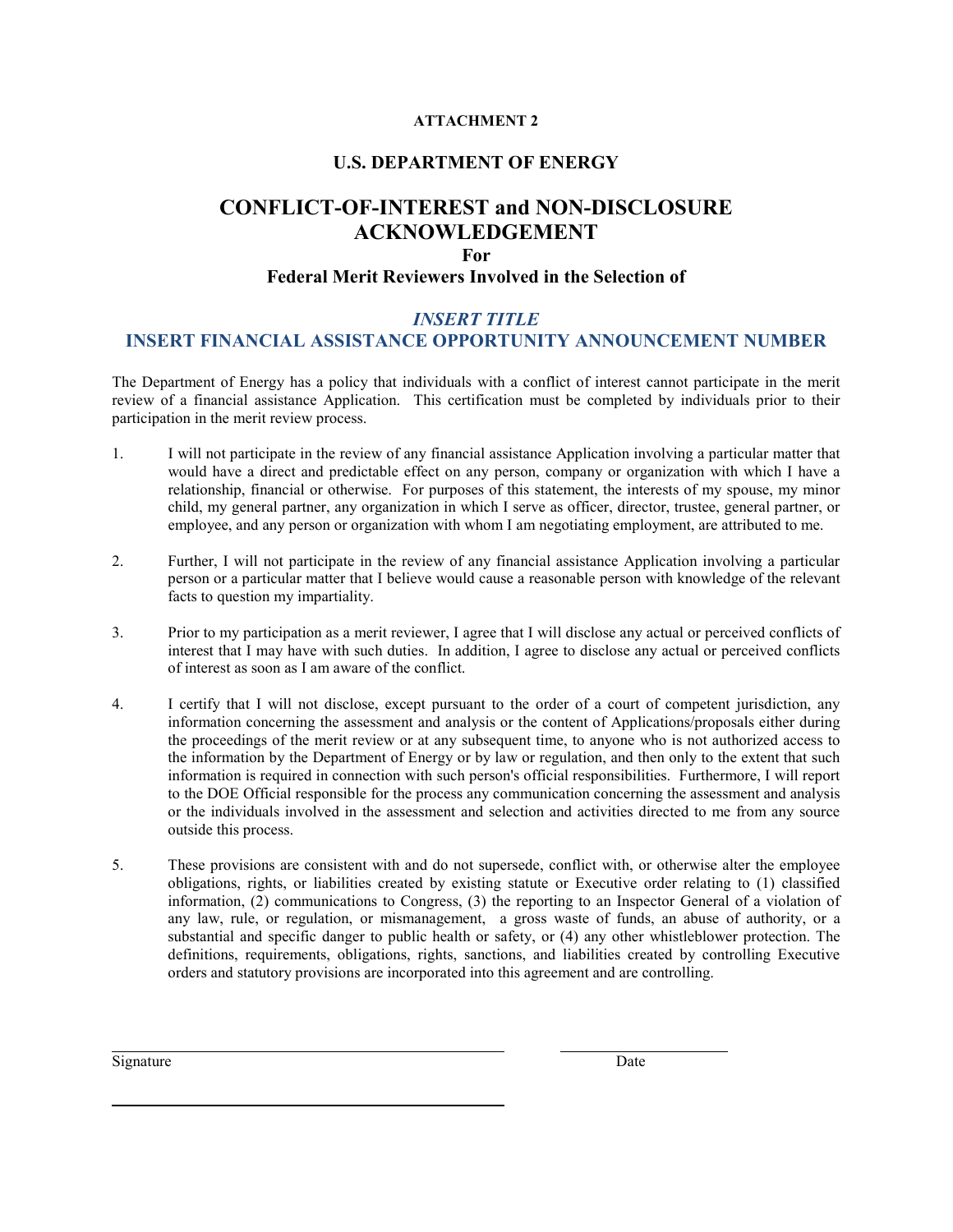**ATTACHMENT 2**

## U.S. DEPARTMENT OF ENERGY

# CONFLICT-OF-INTEREST and NON-DISCLOSURE ACKNOWLEDGEMENT

**For**

**Federal Merit Reviewers Involved in the Selection of**

***INSERT TITLE***

**INSERT FINANCIAL ASSISTANCE OPPORTUNITY ANNOUNCEMENT NUMBER**

The Department of Energy has a policy that individuals with a conflict of interest cannot participate in the merit review of a financial assistance Application. This certification must be completed by individuals prior to their participation in the merit review process.

1. I will not participate in the review of any financial assistance Application involving a particular matter that would have a direct and predictable effect on any person, company or organization with which I have a relationship, financial or otherwise. For purposes of this statement, the interests of my spouse, my minor child, my general partner, any organization in which I serve as officer, director, trustee, general partner, or employee, and any person or organization with whom I am negotiating employment, are attributed to me.

2. Further, I will not participate in the review of any financial assistance Application involving a particular person or a particular matter that I believe would cause a reasonable person with knowledge of the relevant facts to question my impartiality.

3. Prior to my participation as a merit reviewer, I agree that I will disclose any actual or perceived conflicts of interest that I may have with such duties. In addition, I agree to disclose any actual or perceived conflicts of interest as soon as I am aware of the conflict.

4. I certify that I will not disclose, except pursuant to the order of a court of competent jurisdiction, any information concerning the assessment and analysis or the content of Applications/proposals either during the proceedings of the merit review or at any subsequent time, to anyone who is not authorized access to the information by the Department of Energy or by law or regulation, and then only to the extent that such information is required in connection with such person's official responsibilities. Furthermore, I will report to the DOE Official responsible for the process any communication concerning the assessment and analysis or the individuals involved in the assessment and selection and activities directed to me from any source outside this process.

5. These provisions are consistent with and do not supersede, conflict with, or otherwise alter the employee obligations, rights, or liabilities created by existing statute or Executive order relating to (1) classified information, (2) communications to Congress, (3) the reporting to an Inspector General of a violation of any law, rule, or regulation, or mismanagement, a gross waste of funds, an abuse of authority, or a substantial and specific danger to public health or safety, or (4) any other whistleblower protection. The definitions, requirements, obligations, rights, sanctions, and liabilities created by controlling Executive orders and statutory provisions are incorporated into this agreement and are controlling.

\_\_\_\_\_\_\_\_\_\_\_\_\_\_\_\_\_\_\_\_\_\_\_\_\_\_\_\_\_\_\_\_\_\_\_\_\_\_\_\_ \_\_\_\_\_\_\_\_\_\_\_\_\_\_\_\_\_\_

Signature Date

\_\_\_\_\_\_\_\_\_\_\_\_\_\_\_\_\_\_\_\_\_\_\_\_\_\_\_\_\_\_\_\_\_\_\_\_\_\_\_\_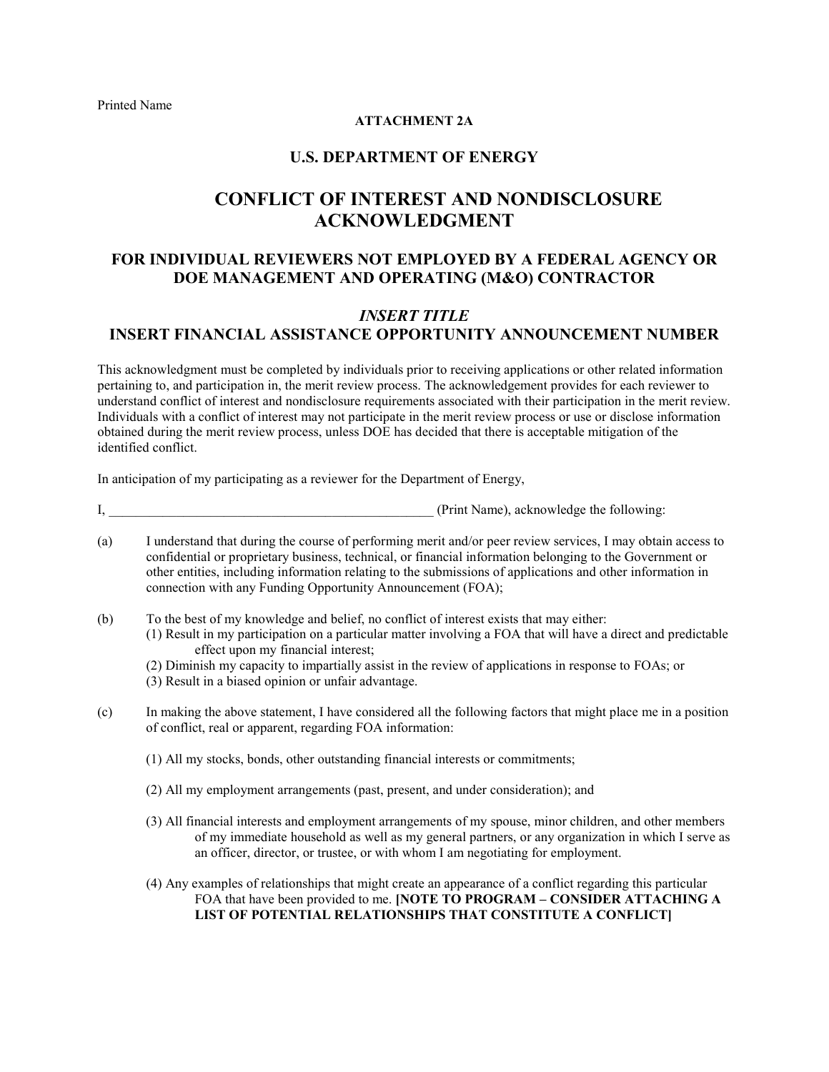Printed Name

**ATTACHMENT 2A**

## U.S. DEPARTMENT OF ENERGY

# CONFLICT OF INTEREST AND NONDISCLOSURE ACKNOWLEDGMENT

## FOR INDIVIDUAL REVIEWERS NOT EMPLOYED BY A FEDERAL AGENCY OR DOE MANAGEMENT AND OPERATING (M&O) CONTRACTOR

### *INSERT TITLE*
### INSERT FINANCIAL ASSISTANCE OPPORTUNITY ANNOUNCEMENT NUMBER

This acknowledgment must be completed by individuals prior to receiving applications or other related information pertaining to, and participation in, the merit review process. The acknowledgement provides for each reviewer to understand conflict of interest and nondisclosure requirements associated with their participation in the merit review. Individuals with a conflict of interest may not participate in the merit review process or use or disclose information obtained during the merit review process, unless DOE has decided that there is acceptable mitigation of the identified conflict.

In anticipation of my participating as a reviewer for the Department of Energy,

I, _________________________________________________ (Print Name), acknowledge the following:

(a) I understand that during the course of performing merit and/or peer review services, I may obtain access to confidential or proprietary business, technical, or financial information belonging to the Government or other entities, including information relating to the submissions of applications and other information in connection with any Funding Opportunity Announcement (FOA);

(b) To the best of my knowledge and belief, no conflict of interest exists that may either:
(1) Result in my participation on a particular matter involving a FOA that will have a direct and predictable effect upon my financial interest;
(2) Diminish my capacity to impartially assist in the review of applications in response to FOAs; or
(3) Result in a biased opinion or unfair advantage.

(c) In making the above statement, I have considered all the following factors that might place me in a position of conflict, real or apparent, regarding FOA information:

(1) All my stocks, bonds, other outstanding financial interests or commitments;

(2) All my employment arrangements (past, present, and under consideration); and

(3) All financial interests and employment arrangements of my spouse, minor children, and other members of my immediate household as well as my general partners, or any organization in which I serve as an officer, director, or trustee, or with whom I am negotiating for employment.

(4) Any examples of relationships that might create an appearance of a conflict regarding this particular FOA that have been provided to me. **[NOTE TO PROGRAM – CONSIDER ATTACHING A LIST OF POTENTIAL RELATIONSHIPS THAT CONSTITUTE A CONFLICT]**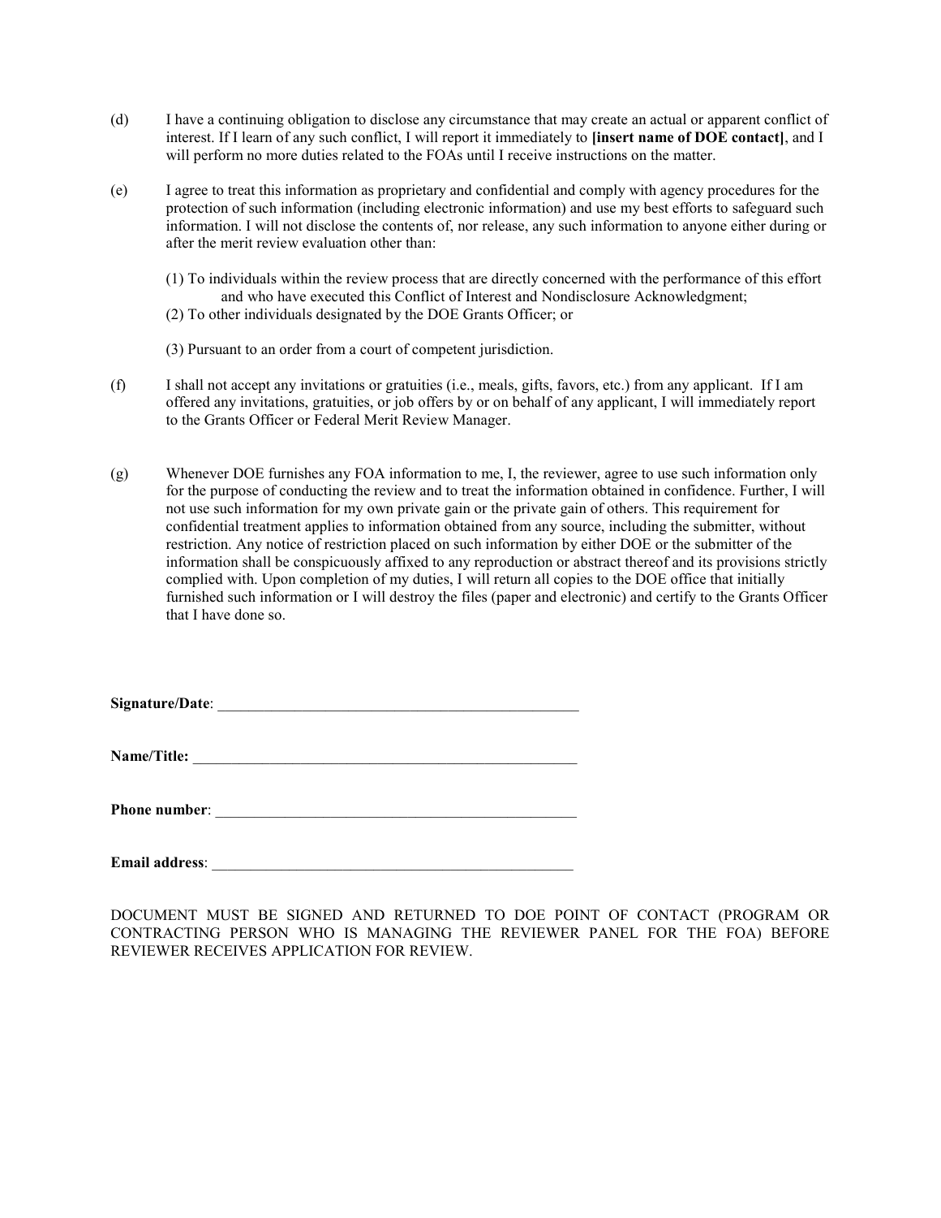(d) I have a continuing obligation to disclose any circumstance that may create an actual or apparent conflict of interest. If I learn of any such conflict, I will report it immediately to **[insert name of DOE contact]**, and I will perform no more duties related to the FOAs until I receive instructions on the matter.

(e) I agree to treat this information as proprietary and confidential and comply with agency procedures for the protection of such information (including electronic information) and use my best efforts to safeguard such information. I will not disclose the contents of, nor release, any such information to anyone either during or after the merit review evaluation other than:

(1) To individuals within the review process that are directly concerned with the performance of this effort and who have executed this Conflict of Interest and Nondisclosure Acknowledgment;
(2) To other individuals designated by the DOE Grants Officer; or

(3) Pursuant to an order from a court of competent jurisdiction.

(f) I shall not accept any invitations or gratuities (i.e., meals, gifts, favors, etc.) from any applicant. If I am offered any invitations, gratuities, or job offers by or on behalf of any applicant, I will immediately report to the Grants Officer or Federal Merit Review Manager.

(g) Whenever DOE furnishes any FOA information to me, I, the reviewer, agree to use such information only for the purpose of conducting the review and to treat the information obtained in confidence. Further, I will not use such information for my own private gain or the private gain of others. This requirement for confidential treatment applies to information obtained from any source, including the submitter, without restriction. Any notice of restriction placed on such information by either DOE or the submitter of the information shall be conspicuously affixed to any reproduction or abstract thereof and its provisions strictly complied with. Upon completion of my duties, I will return all copies to the DOE office that initially furnished such information or I will destroy the files (paper and electronic) and certify to the Grants Officer that I have done so.

**Signature/Date**: ________________________________________________

**Name/Title:** ____________________________________________________

**Phone number**: _________________________________________________

**Email address**: _________________________________________________

DOCUMENT MUST BE SIGNED AND RETURNED TO DOE POINT OF CONTACT (PROGRAM OR CONTRACTING PERSON WHO IS MANAGING THE REVIEWER PANEL FOR THE FOA) BEFORE REVIEWER RECEIVES APPLICATION FOR REVIEW.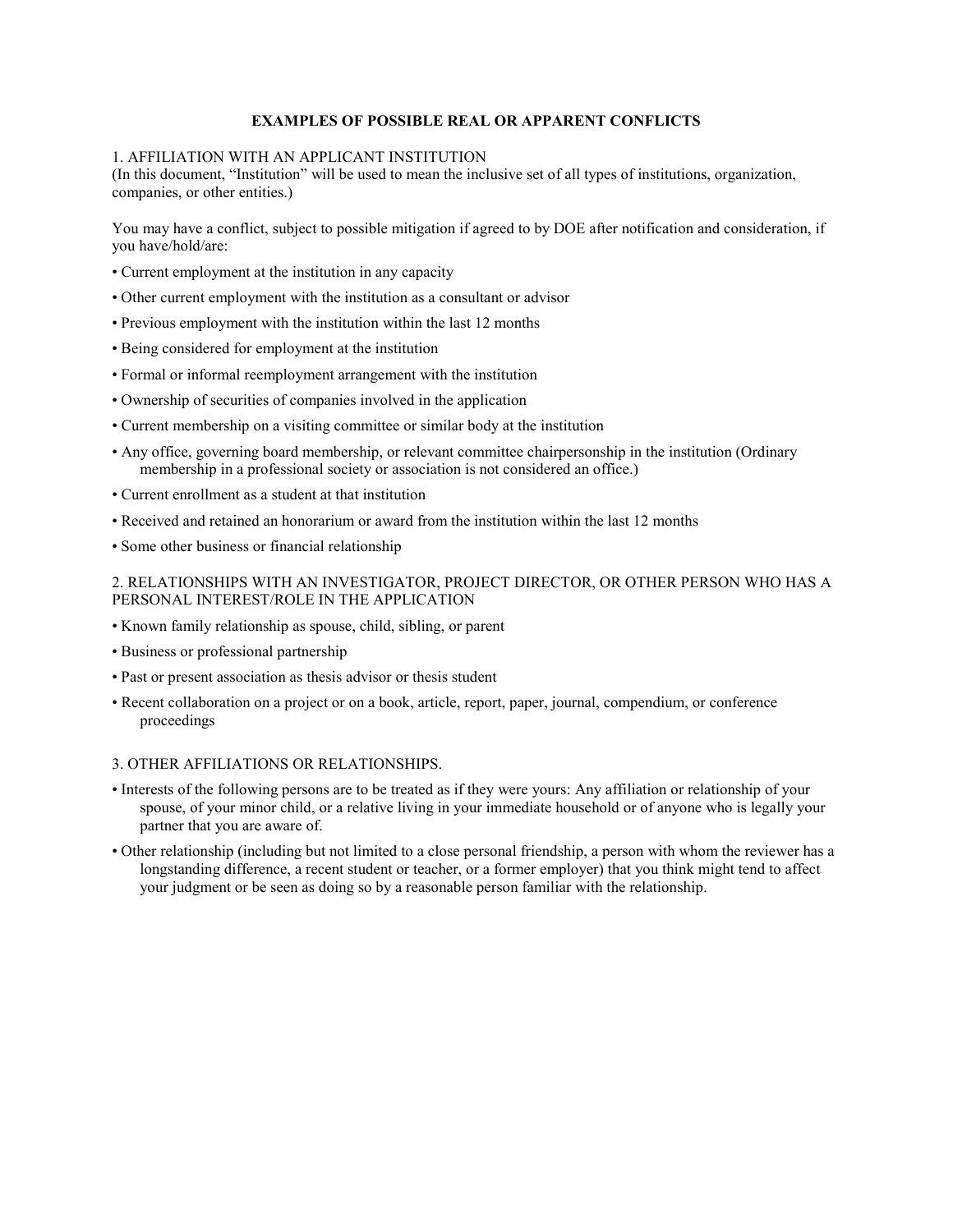## EXAMPLES OF POSSIBLE REAL OR APPARENT CONFLICTS

### 1. AFFILIATION WITH AN APPLICANT INSTITUTION

(In this document, "Institution" will be used to mean the inclusive set of all types of institutions, organization, companies, or other entities.)

You may have a conflict, subject to possible mitigation if agreed to by DOE after notification and consideration, if you have/hold/are:

- Current employment at the institution in any capacity
- Other current employment with the institution as a consultant or advisor
- Previous employment with the institution within the last 12 months
- Being considered for employment at the institution
- Formal or informal reemployment arrangement with the institution
- Ownership of securities of companies involved in the application
- Current membership on a visiting committee or similar body at the institution
- Any office, governing board membership, or relevant committee chairpersonship in the institution (Ordinary membership in a professional society or association is not considered an office.)
- Current enrollment as a student at that institution
- Received and retained an honorarium or award from the institution within the last 12 months
- Some other business or financial relationship

### 2. RELATIONSHIPS WITH AN INVESTIGATOR, PROJECT DIRECTOR, OR OTHER PERSON WHO HAS A PERSONAL INTEREST/ROLE IN THE APPLICATION

- Known family relationship as spouse, child, sibling, or parent
- Business or professional partnership
- Past or present association as thesis advisor or thesis student
- Recent collaboration on a project or on a book, article, report, paper, journal, compendium, or conference proceedings

### 3. OTHER AFFILIATIONS OR RELATIONSHIPS.

- Interests of the following persons are to be treated as if they were yours: Any affiliation or relationship of your spouse, of your minor child, or a relative living in your immediate household or of anyone who is legally your partner that you are aware of.
- Other relationship (including but not limited to a close personal friendship, a person with whom the reviewer has a longstanding difference, a recent student or teacher, or a former employer) that you think might tend to affect your judgment or be seen as doing so by a reasonable person familiar with the relationship.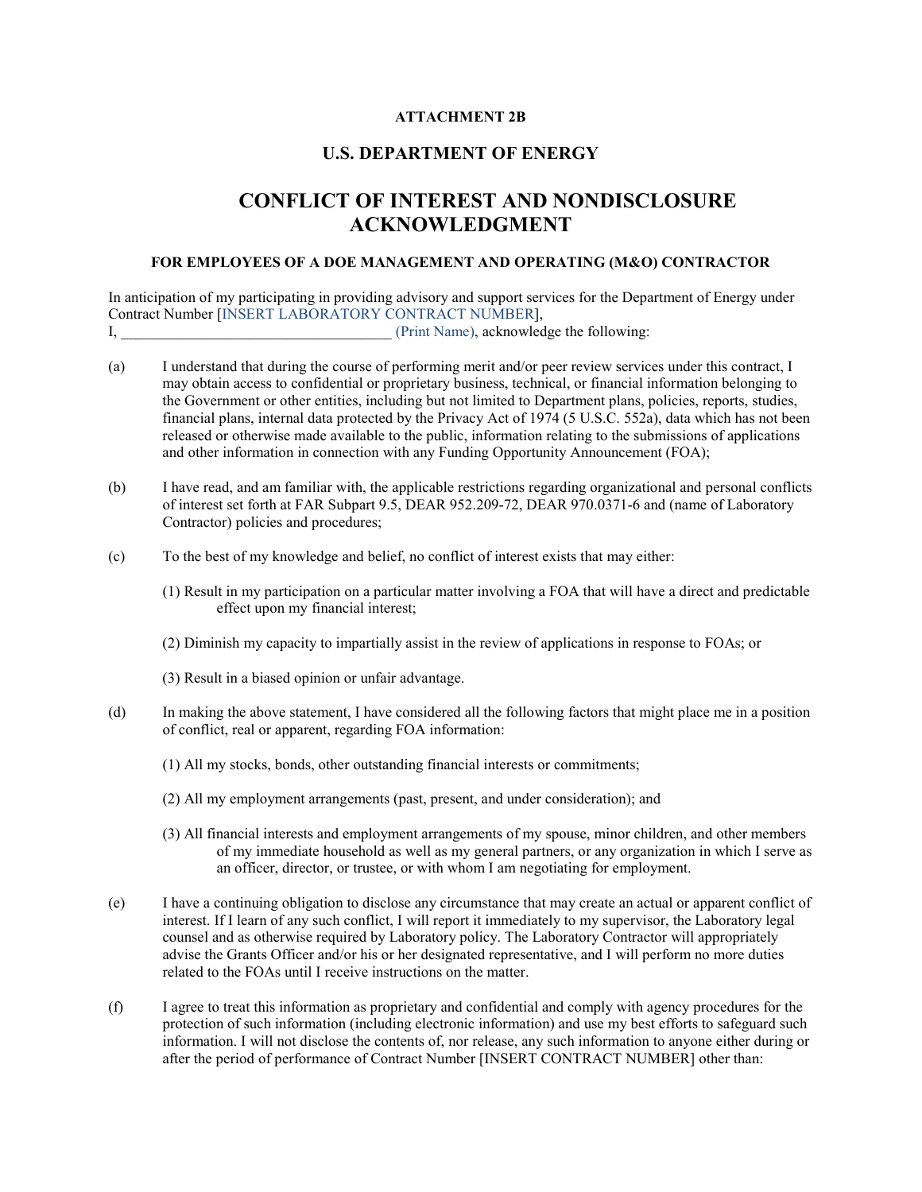**ATTACHMENT 2B**

## U.S. DEPARTMENT OF ENERGY

# CONFLICT OF INTEREST AND NONDISCLOSURE ACKNOWLEDGMENT

### FOR EMPLOYEES OF A DOE MANAGEMENT AND OPERATING (M&O) CONTRACTOR

In anticipation of my participating in providing advisory and support services for the Department of Energy under Contract Number [INSERT LABORATORY CONTRACT NUMBER],
I, ___________________________________ (Print Name), acknowledge the following:

(a) I understand that during the course of performing merit and/or peer review services under this contract, I may obtain access to confidential or proprietary business, technical, or financial information belonging to the Government or other entities, including but not limited to Department plans, policies, reports, studies, financial plans, internal data protected by the Privacy Act of 1974 (5 U.S.C. 552a), data which has not been released or otherwise made available to the public, information relating to the submissions of applications and other information in connection with any Funding Opportunity Announcement (FOA);

(b) I have read, and am familiar with, the applicable restrictions regarding organizational and personal conflicts of interest set forth at FAR Subpart 9.5, DEAR 952.209-72, DEAR 970.0371-6 and (name of Laboratory Contractor) policies and procedures;

(c) To the best of my knowledge and belief, no conflict of interest exists that may either:

(1) Result in my participation on a particular matter involving a FOA that will have a direct and predictable effect upon my financial interest;

(2) Diminish my capacity to impartially assist in the review of applications in response to FOAs; or

(3) Result in a biased opinion or unfair advantage.

(d) In making the above statement, I have considered all the following factors that might place me in a position of conflict, real or apparent, regarding FOA information:

(1) All my stocks, bonds, other outstanding financial interests or commitments;

(2) All my employment arrangements (past, present, and under consideration); and

(3) All financial interests and employment arrangements of my spouse, minor children, and other members of my immediate household as well as my general partners, or any organization in which I serve as an officer, director, or trustee, or with whom I am negotiating for employment.

(e) I have a continuing obligation to disclose any circumstance that may create an actual or apparent conflict of interest. If I learn of any such conflict, I will report it immediately to my supervisor, the Laboratory legal counsel and as otherwise required by Laboratory policy. The Laboratory Contractor will appropriately advise the Grants Officer and/or his or her designated representative, and I will perform no more duties related to the FOAs until I receive instructions on the matter.

(f) I agree to treat this information as proprietary and confidential and comply with agency procedures for the protection of such information (including electronic information) and use my best efforts to safeguard such information. I will not disclose the contents of, nor release, any such information to anyone either during or after the period of performance of Contract Number [INSERT CONTRACT NUMBER] other than: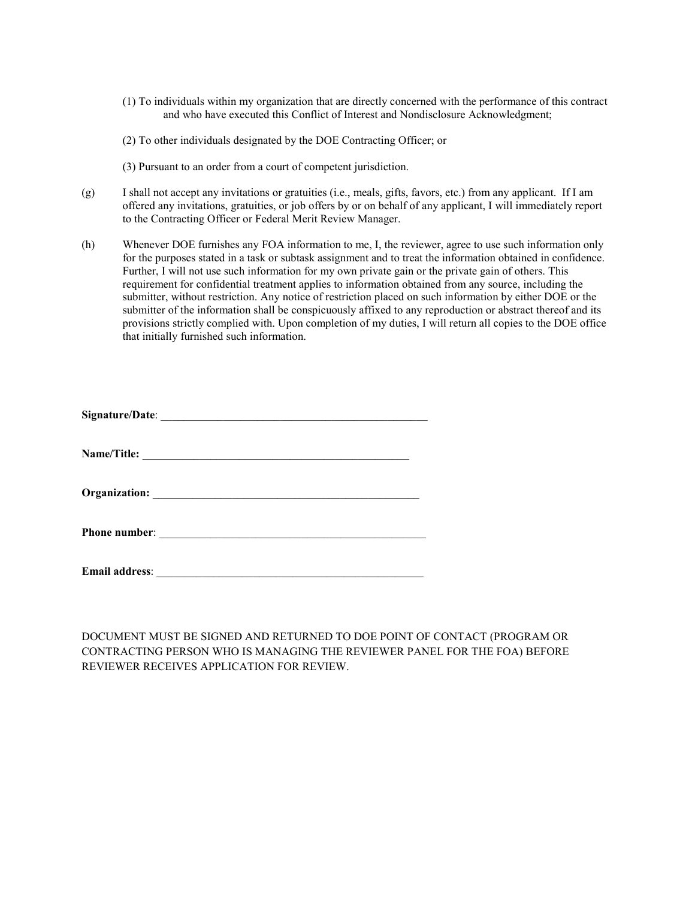(1) To individuals within my organization that are directly concerned with the performance of this contract and who have executed this Conflict of Interest and Nondisclosure Acknowledgment;

(2) To other individuals designated by the DOE Contracting Officer; or

(3) Pursuant to an order from a court of competent jurisdiction.

(g) I shall not accept any invitations or gratuities (i.e., meals, gifts, favors, etc.) from any applicant. If I am offered any invitations, gratuities, or job offers by or on behalf of any applicant, I will immediately report to the Contracting Officer or Federal Merit Review Manager.

(h) Whenever DOE furnishes any FOA information to me, I, the reviewer, agree to use such information only for the purposes stated in a task or subtask assignment and to treat the information obtained in confidence. Further, I will not use such information for my own private gain or the private gain of others. This requirement for confidential treatment applies to information obtained from any source, including the submitter, without restriction. Any notice of restriction placed on such information by either DOE or the submitter of the information shall be conspicuously affixed to any reproduction or abstract thereof and its provisions strictly complied with. Upon completion of my duties, I will return all copies to the DOE office that initially furnished such information.

**Signature/Date**: ________________________________________________

**Name/Title:** ________________________________________________

**Organization:** ________________________________________________

**Phone number**: ________________________________________________

**Email address**: ________________________________________________

DOCUMENT MUST BE SIGNED AND RETURNED TO DOE POINT OF CONTACT (PROGRAM OR CONTRACTING PERSON WHO IS MANAGING THE REVIEWER PANEL FOR THE FOA) BEFORE REVIEWER RECEIVES APPLICATION FOR REVIEW.